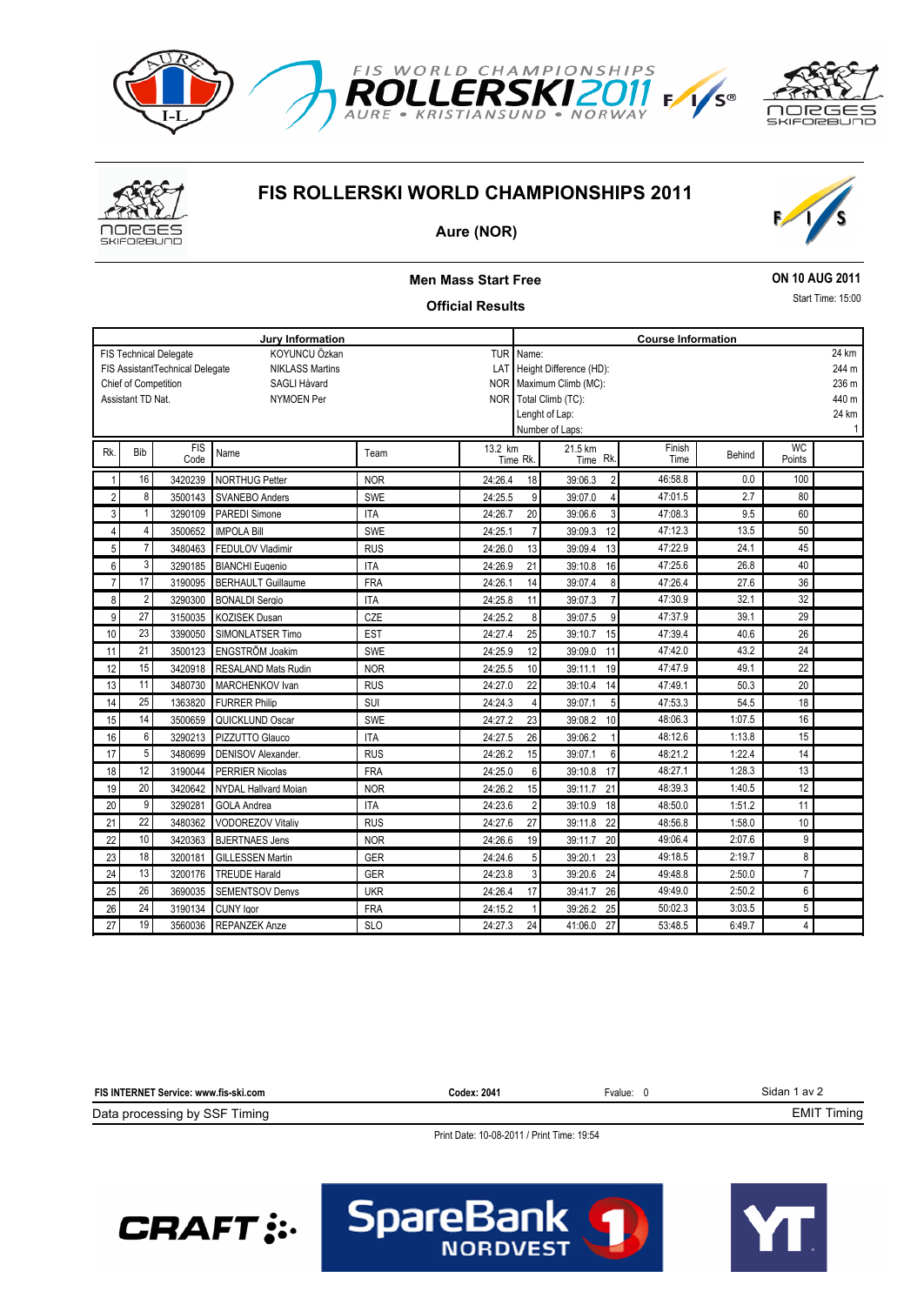# FIS ROLLERSKI WORLD CHAMPIONSHIPS 2011

## Aure (NOR)

### Men Mass Start Free

### Official Results

**ON 10 AUG 2011**

Start Time: 15:00

| Jury Information | | |
|---|---|---|
| FIS Technical Delegate | KOYUNCU Özkan | TUR |
| FIS AssistantTechnical Delegate | NIKLASS Martins | LAT |
| Chief of Competition | SAGLI Håvard | NOR |
| Assistant TD Nat. | NYMOEN Per | NOR |

| Course Information | |
|---|---|
| Name: | 24 km |
| Height Difference (HD): | 244 m |
| Maximum Climb (MC): | 236 m |
| Total Climb (TC): | 440 m |
| Lenght of Lap: | 24 km |
| Number of Laps: | 1 |

| Rk. | Bib | FIS Code | Name | Team | 13.2 km Time | Rk. | 21.5 km Time | Rk. | Finish Time | Behind | WC Points |
|---|---|---|---|---|---|---|---|---|---|---|---|
| 1 | 16 | 3420239 | NORTHUG Petter | NOR | 24:26.4 | 18 | 39:06.3 | 2 | 46:58.8 | 0.0 | 100 |
| 2 | 8 | 3500143 | SVANEBO Anders | SWE | 24:25.5 | 9 | 39:07.0 | 4 | 47:01.5 | 2.7 | 80 |
| 3 | 1 | 3290109 | PAREDI Simone | ITA | 24:26.7 | 20 | 39:06.6 | 3 | 47:08.3 | 9.5 | 60 |
| 4 | 4 | 3500652 | IMPOLA Bill | SWE | 24:25.1 | 7 | 39:09.3 | 12 | 47:12.3 | 13.5 | 50 |
| 5 | 7 | 3480463 | FEDULOV Vladimir | RUS | 24:26.0 | 13 | 39:09.4 | 13 | 47:22.9 | 24.1 | 45 |
| 6 | 3 | 3290185 | BIANCHI Eugenio | ITA | 24:26.9 | 21 | 39:10.8 | 16 | 47:25.6 | 26.8 | 40 |
| 7 | 17 | 3190095 | BERHAULT Guillaume | FRA | 24:26.1 | 14 | 39:07.4 | 8 | 47:26.4 | 27.6 | 36 |
| 8 | 2 | 3290300 | BONALDI Sergio | ITA | 24:25.8 | 11 | 39:07.3 | 7 | 47:30.9 | 32.1 | 32 |
| 9 | 27 | 3150035 | KOZISEK Dusan | CZE | 24:25.2 | 8 | 39:07.5 | 9 | 47:37.9 | 39.1 | 29 |
| 10 | 23 | 3390050 | SIMONLATSER Timo | EST | 24:27.4 | 25 | 39:10.7 | 15 | 47:39.4 | 40.6 | 26 |
| 11 | 21 | 3500123 | ENGSTRÖM Joakim | SWE | 24:25.9 | 12 | 39:09.0 | 11 | 47:42.0 | 43.2 | 24 |
| 12 | 15 | 3420918 | RESALAND Mats Rudin | NOR | 24:25.5 | 10 | 39:11.1 | 19 | 47:47.9 | 49.1 | 22 |
| 13 | 11 | 3480730 | MARCHENKOV Ivan | RUS | 24:27.0 | 22 | 39:10.4 | 14 | 47:49.1 | 50.3 | 20 |
| 14 | 25 | 1363820 | FURRER Philip | SUI | 24:24.3 | 4 | 39:07.1 | 5 | 47:53.3 | 54.5 | 18 |
| 15 | 14 | 3500659 | QUICKLUND Oscar | SWE | 24:27.2 | 23 | 39:08.2 | 10 | 48:06.3 | 1:07.5 | 16 |
| 16 | 6 | 3290213 | PIZZUTTO Glauco | ITA | 24:27.5 | 26 | 39:06.2 | 1 | 48:12.6 | 1:13.8 | 15 |
| 17 | 5 | 3480699 | DENISOV Alexander. | RUS | 24:26.2 | 15 | 39:07.1 | 6 | 48:21.2 | 1:22.4 | 14 |
| 18 | 12 | 3190044 | PERRIER Nicolas | FRA | 24:25.0 | 6 | 39:10.8 | 17 | 48:27.1 | 1:28.3 | 13 |
| 19 | 20 | 3420642 | NYDAL Hallvard Moian | NOR | 24:26.2 | 15 | 39:11.7 | 21 | 48:39.3 | 1:40.5 | 12 |
| 20 | 9 | 3290281 | GOLA Andrea | ITA | 24:23.6 | 2 | 39:10.9 | 18 | 48:50.0 | 1:51.2 | 11 |
| 21 | 22 | 3480362 | VODOREZOV Vitaliy | RUS | 24:27.6 | 27 | 39:11.8 | 22 | 48:56.8 | 1:58.0 | 10 |
| 22 | 10 | 3420363 | BJERTNAES Jens | NOR | 24:26.6 | 19 | 39:11.7 | 20 | 49:06.4 | 2:07.6 | 9 |
| 23 | 18 | 3200181 | GILLESSEN Martin | GER | 24:24.6 | 5 | 39:20.1 | 23 | 49:18.5 | 2:19.7 | 8 |
| 24 | 13 | 3200176 | TREUDE Harald | GER | 24:23.8 | 3 | 39:20.6 | 24 | 49:48.8 | 2:50.0 | 7 |
| 25 | 26 | 3690035 | SEMENTSOV Denys | UKR | 24:26.4 | 17 | 39:41.7 | 26 | 49:49.0 | 2:50.2 | 6 |
| 26 | 24 | 3190134 | CUNY Igor | FRA | 24:15.2 | 1 | 39:26.2 | 25 | 50:02.3 | 3:03.5 | 5 |
| 27 | 19 | 3560036 | REPANZEK Anze | SLO | 24:27.3 | 24 | 41:06.0 | 27 | 53:48.5 | 6:49.7 | 4 |

**FIS INTERNET Service: www.fis-ski.com** **Codex: 2041** Fvalue: 0

Data processing by SSF Timing EMIT Timing

Print Date: 10-08-2011 / Print Time: 19:54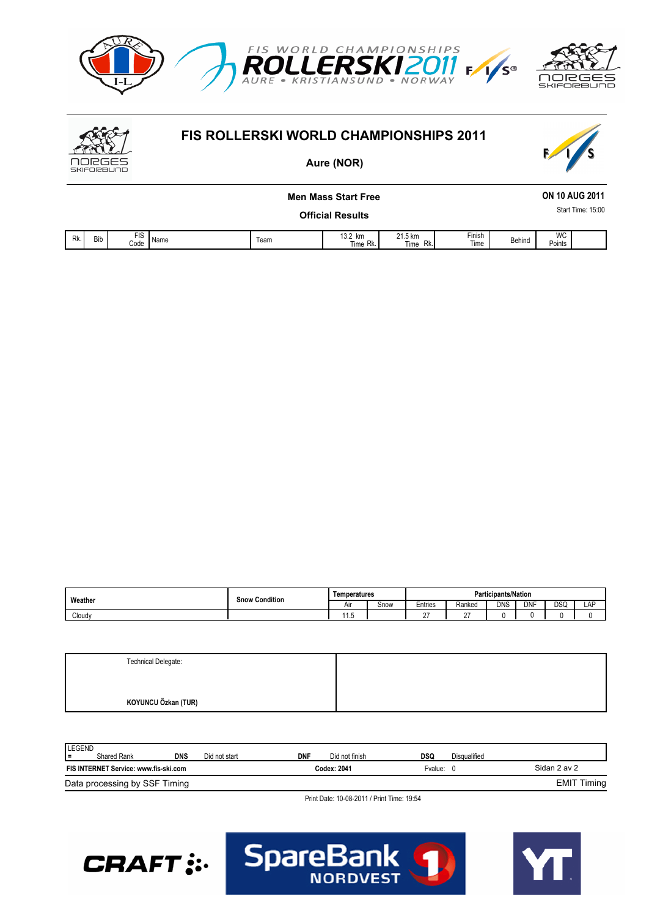# FIS ROLLERSKI WORLD CHAMPIONSHIPS 2011

**Aure (NOR)**

**Men Mass Start Free**

**ON 10 AUG 2011**

**Official Results**

Start Time: 15:00

| Rk. | Bib | FIS Code | Name | Team | 13.2 km Time Rk. | 21.5 km Time Rk. | Finish Time | Behind | WC Points |
|---|---|---|---|---|---|---|---|---|---|

| Weather | Snow Condition | Temperatures | | Participants/Nation | | | | | |
|---|---|---|---|---|---|---|---|---|---|
| | | Air | Snow | Entries | Ranked | DNS | DNF | DSQ | LAP |
| Cloudy | | 11.5 | | 27 | 27 | 0 | 0 | 0 | 0 |

Technical Delegate:

**KOYUNCU Özkan (TUR)**

LEGEND

| | | | | | | | |
|---|---|---|---|---|---|---|---|
| = | Shared Rank | DNS | Did not start | DNF | Did not finish | DSQ | Disqualified |

**FIS INTERNET Service: www.fis-ski.com** **Codex: 2041** Fvalue: 0

Data processing by SSF Timing EMIT Timing

Print Date: 10-08-2011 / Print Time: 19:54